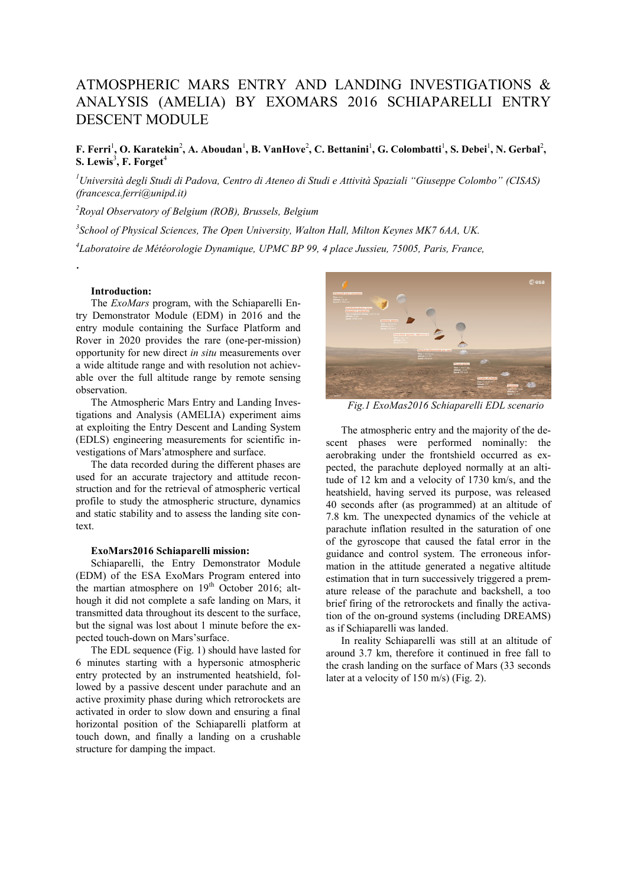# ATMOSPHERIC MARS ENTRY AND LANDING INVESTIGATIONS & ANALYSIS (AMELIA) BY EXOMARS 2016 SCHIAPARELLI ENTRY DESCENT MODULE

**F. Ferri[1], O. Karatekin[2], A. Aboudan[1], B. VanHove[2], C. Bettanini[1], G. Colombatti[1], S. Debei[1], N. Gerbal[2], S. Lewis[3], F. Forget[4]**

[1]*Università degli Studi di Padova, Centro di Ateneo di Studi e Attività Spaziali "Giuseppe Colombo" (CISAS) (francesca.ferri@unipd.it)*

[2]*Royal Observatory of Belgium (ROB), Brussels, Belgium*

[3]*School of Physical Sciences, The Open University, Walton Hall, Milton Keynes MK7 6AA, UK.*

[4]*Laboratoire de Météorologie Dynamique, UPMC BP 99, 4 place Jussieu, 75005, Paris, France,*

.

**Introduction:**

The *ExoMars* program, with the Schiaparelli Entry Demonstrator Module (EDM) in 2016 and the entry module containing the Surface Platform and Rover in 2020 provides the rare (one-per-mission) opportunity for new direct *in situ* measurements over a wide altitude range and with resolution not achievable over the full altitude range by remote sensing observation.

The Atmospheric Mars Entry and Landing Investigations and Analysis (AMELIA) experiment aims at exploiting the Entry Descent and Landing System (EDLS) engineering measurements for scientific investigations of Mars'atmosphere and surface.

The data recorded during the different phases are used for an accurate trajectory and attitude reconstruction and for the retrieval of atmospheric vertical profile to study the atmospheric structure, dynamics and static stability and to assess the landing site context.

**ExoMars2016 Schiaparelli mission:**

Schiaparelli, the Entry Demonstrator Module (EDM) of the ESA ExoMars Program entered into the martian atmosphere on 19th October 2016; although it did not complete a safe landing on Mars, it transmitted data throughout its descent to the surface, but the signal was lost about 1 minute before the expected touch-down on Mars'surface.

The EDL sequence (Fig. 1) should have lasted for 6 minutes starting with a hypersonic atmospheric entry protected by an instrumented heatshield, followed by a passive descent under parachute and an active proximity phase during which retrorockets are activated in order to slow down and ensuring a final horizontal position of the Schiaparelli platform at touch down, and finally a landing on a crushable structure for damping the impact.

*Fig.1 ExoMas2016 Schiaparelli EDL scenario*

The atmospheric entry and the majority of the descent phases were performed nominally: the aerobraking under the frontshield occurred as expected, the parachute deployed normally at an altitude of 12 km and a velocity of 1730 km/s, and the heatshield, having served its purpose, was released 40 seconds after (as programmed) at an altitude of 7.8 km. The unexpected dynamics of the vehicle at parachute inflation resulted in the saturation of one of the gyroscope that caused the fatal error in the guidance and control system. The erroneous information in the attitude generated a negative altitude estimation that in turn successively triggered a premature release of the parachute and backshell, a too brief firing of the retrorockets and finally the activation of the on-ground systems (including DREAMS) as if Schiaparelli was landed.

In reality Schiaparelli was still at an altitude of around 3.7 km, therefore it continued in free fall to the crash landing on the surface of Mars (33 seconds later at a velocity of 150 m/s) (Fig. 2).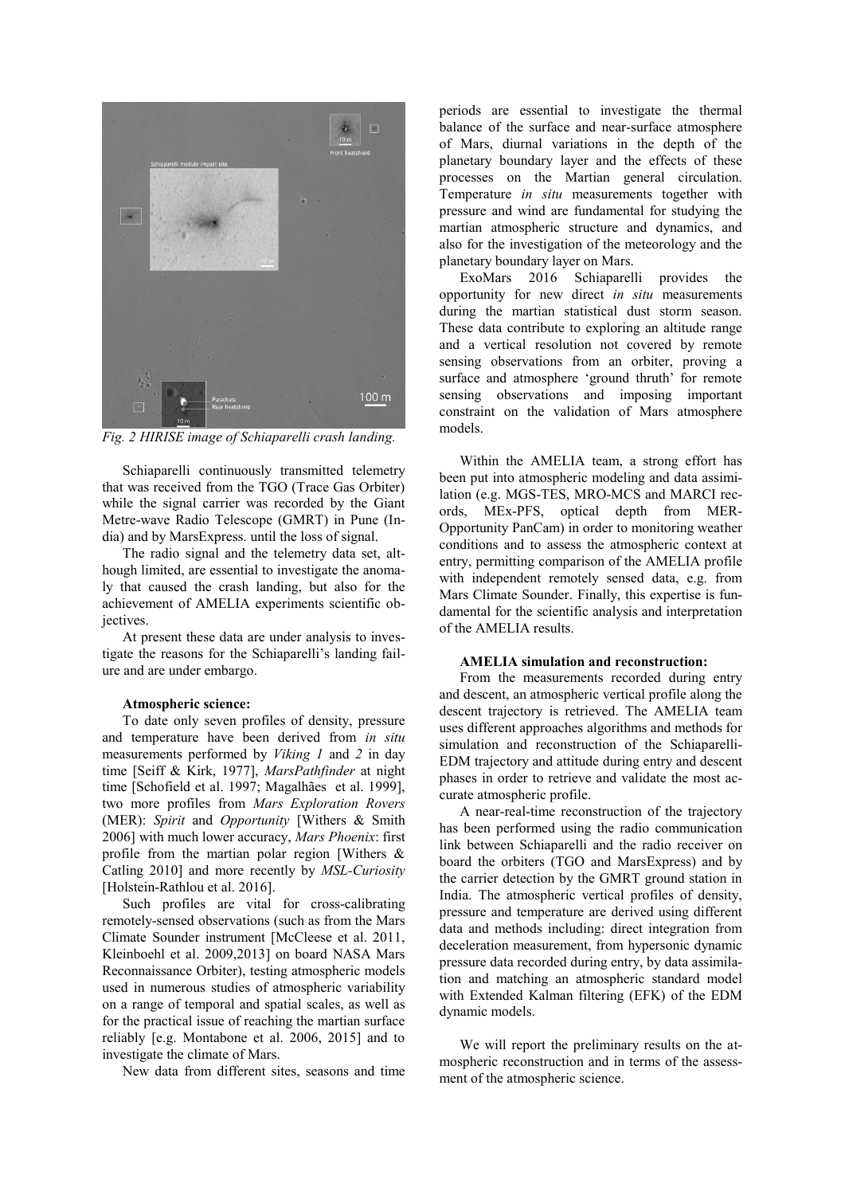Fig. 2 HIRISE image of Schiaparelli crash landing.

Schiaparelli continuously transmitted telemetry that was received from the TGO (Trace Gas Orbiter) while the signal carrier was recorded by the Giant Metre-wave Radio Telescope (GMRT) in Pune (India) and by MarsExpress. until the loss of signal.

The radio signal and the telemetry data set, although limited, are essential to investigate the anomaly that caused the crash landing, but also for the achievement of AMELIA experiments scientific objectives.

At present these data are under analysis to investigate the reasons for the Schiaparelli's landing failure and are under embargo.

**Atmospheric science:**

To date only seven profiles of density, pressure and temperature have been derived from *in situ* measurements performed by *Viking 1* and *2* in day time [Seiff & Kirk, 1977], *MarsPathfinder* at night time [Schofield et al. 1997; Magalhães et al. 1999], two more profiles from *Mars Exploration Rovers* (MER): *Spirit* and *Opportunity* [Withers & Smith 2006] with much lower accuracy, *Mars Phoenix*: first profile from the martian polar region [Withers & Catling 2010] and more recently by *MSL-Curiosity* [Holstein-Rathlou et al. 2016].

Such profiles are vital for cross-calibrating remotely-sensed observations (such as from the Mars Climate Sounder instrument [McCleese et al. 2011, Kleinboehl et al. 2009,2013] on board NASA Mars Reconnaissance Orbiter), testing atmospheric models used in numerous studies of atmospheric variability on a range of temporal and spatial scales, as well as for the practical issue of reaching the martian surface reliably [e.g. Montabone et al. 2006, 2015] and to investigate the climate of Mars.

New data from different sites, seasons and time periods are essential to investigate the thermal balance of the surface and near-surface atmosphere of Mars, diurnal variations in the depth of the planetary boundary layer and the effects of these processes on the Martian general circulation. Temperature *in situ* measurements together with pressure and wind are fundamental for studying the martian atmospheric structure and dynamics, and also for the investigation of the meteorology and the planetary boundary layer on Mars.

ExoMars 2016 Schiaparelli provides the opportunity for new direct *in situ* measurements during the martian statistical dust storm season. These data contribute to exploring an altitude range and a vertical resolution not covered by remote sensing observations from an orbiter, proving a surface and atmosphere 'ground thruth' for remote sensing observations and imposing important constraint on the validation of Mars atmosphere models.

Within the AMELIA team, a strong effort has been put into atmospheric modeling and data assimilation (e.g. MGS-TES, MRO-MCS and MARCI records, MEx-PFS, optical depth from MER-Opportunity PanCam) in order to monitoring weather conditions and to assess the atmospheric context at entry, permitting comparison of the AMELIA profile with independent remotely sensed data, e.g. from Mars Climate Sounder. Finally, this expertise is fundamental for the scientific analysis and interpretation of the AMELIA results.

**AMELIA simulation and reconstruction:**

From the measurements recorded during entry and descent, an atmospheric vertical profile along the descent trajectory is retrieved. The AMELIA team uses different approaches algorithms and methods for simulation and reconstruction of the Schiaparelli-EDM trajectory and attitude during entry and descent phases in order to retrieve and validate the most accurate atmospheric profile.

A near-real-time reconstruction of the trajectory has been performed using the radio communication link between Schiaparelli and the radio receiver on board the orbiters (TGO and MarsExpress) and by the carrier detection by the GMRT ground station in India. The atmospheric vertical profiles of density, pressure and temperature are derived using different data and methods including: direct integration from deceleration measurement, from hypersonic dynamic pressure data recorded during entry, by data assimilation and matching an atmospheric standard model with Extended Kalman filtering (EFK) of the EDM dynamic models.

We will report the preliminary results on the atmospheric reconstruction and in terms of the assessment of the atmospheric science.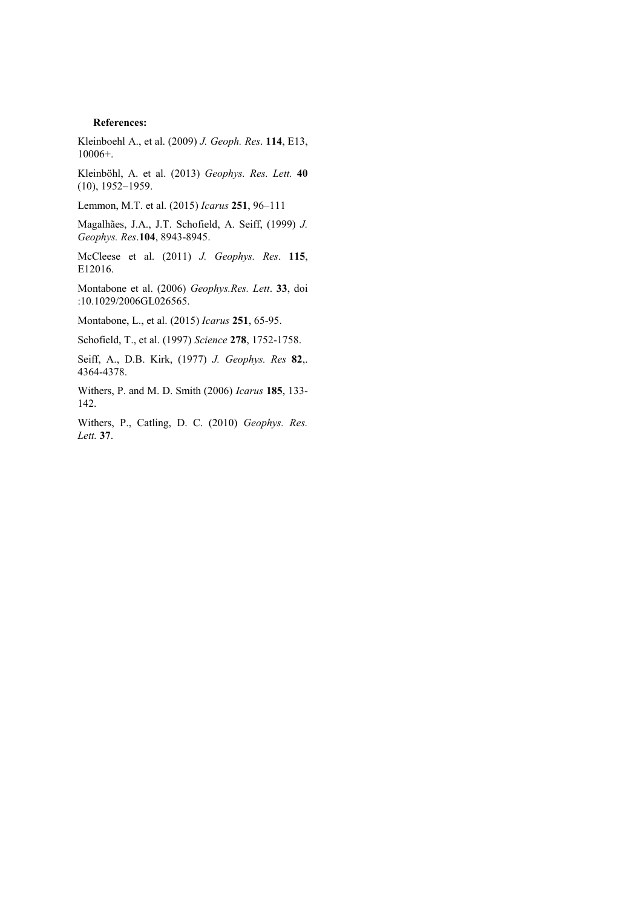**References:**

Kleinboehl A., et al. (2009) *J. Geoph. Res*. **114**, E13, 10006+.

Kleinböhl, A. et al. (2013) *Geophys. Res. Lett.* **40** (10), 1952–1959.

Lemmon, M.T. et al. (2015) *Icarus* **251**, 96–111

Magalhães, J.A., J.T. Schofield, A. Seiff, (1999) *J. Geophys. Res*.**104**, 8943-8945.

McCleese et al. (2011) *J. Geophys. Res*. **115**, E12016.

Montabone et al. (2006) *Geophys.Res. Lett*. **33**, doi :10.1029/2006GL026565.

Montabone, L., et al. (2015) *Icarus* **251**, 65-95.

Schofield, T., et al. (1997) *Science* **278**, 1752-1758.

Seiff, A., D.B. Kirk, (1977) *J. Geophys. Res* **82**,. 4364-4378.

Withers, P. and M. D. Smith (2006) *Icarus* **185**, 133-142.

Withers, P., Catling, D. C. (2010) *Geophys. Res. Lett.* **37**.